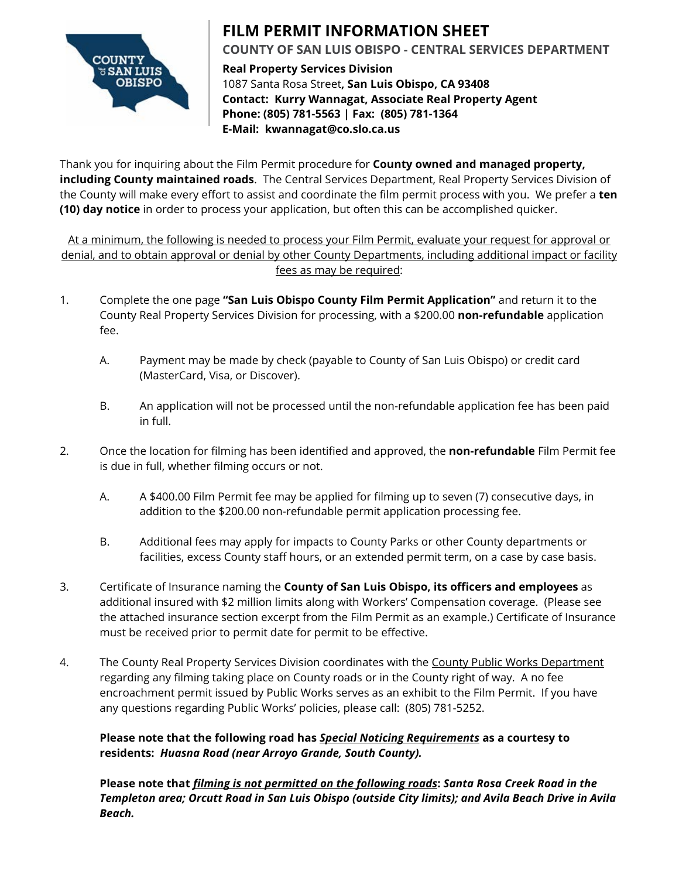# FILM PERMIT INFORMATION SHEET

## COUNTY OF SAN LUIS OBISPO - CENTRAL SERVICES DEPARTMENT

**Real Property Services Division**
1087 Santa Rosa Street**, San Luis Obispo, CA 93408**
**Contact: Kurry Wannagat, Associate Real Property Agent**
**Phone: (805) 781-5563 | Fax: (805) 781-1364**
**E-Mail: kwannagat@co.slo.ca.us**

Thank you for inquiring about the Film Permit procedure for **County owned and managed property, including County maintained roads**. The Central Services Department, Real Property Services Division of the County will make every effort to assist and coordinate the film permit process with you. We prefer a **ten (10) day notice** in order to process your application, but often this can be accomplished quicker.

At a minimum, the following is needed to process your Film Permit, evaluate your request for approval or denial, and to obtain approval or denial by other County Departments, including additional impact or facility fees as may be required:

1. Complete the one page **"San Luis Obispo County Film Permit Application"** and return it to the County Real Property Services Division for processing, with a $200.00 **non-refundable** application fee.

    A. Payment may be made by check (payable to County of San Luis Obispo) or credit card (MasterCard, Visa, or Discover).

    B. An application will not be processed until the non-refundable application fee has been paid in full.

2. Once the location for filming has been identified and approved, the **non-refundable** Film Permit fee is due in full, whether filming occurs or not.

    A. A $400.00 Film Permit fee may be applied for filming up to seven (7) consecutive days, in addition to the $200.00 non-refundable permit application processing fee.

    B. Additional fees may apply for impacts to County Parks or other County departments or facilities, excess County staff hours, or an extended permit term, on a case by case basis.

3. Certificate of Insurance naming the **County of San Luis Obispo, its officers and employees** as additional insured with $2 million limits along with Workers' Compensation coverage. (Please see the attached insurance section excerpt from the Film Permit as an example.) Certificate of Insurance must be received prior to permit date for permit to be effective.

4. The County Real Property Services Division coordinates with the County Public Works Department regarding any filming taking place on County roads or in the County right of way. A no fee encroachment permit issued by Public Works serves as an exhibit to the Film Permit. If you have any questions regarding Public Works' policies, please call: (805) 781-5252.

    **Please note that the following road has *Special Noticing Requirements* as a courtesy to residents: *Huasna Road (near Arroyo Grande, South County).***

    **Please note that *filming is not permitted on the following roads*: *Santa Rosa Creek Road in the Templeton area; Orcutt Road in San Luis Obispo (outside City limits); and Avila Beach Drive in Avila Beach.***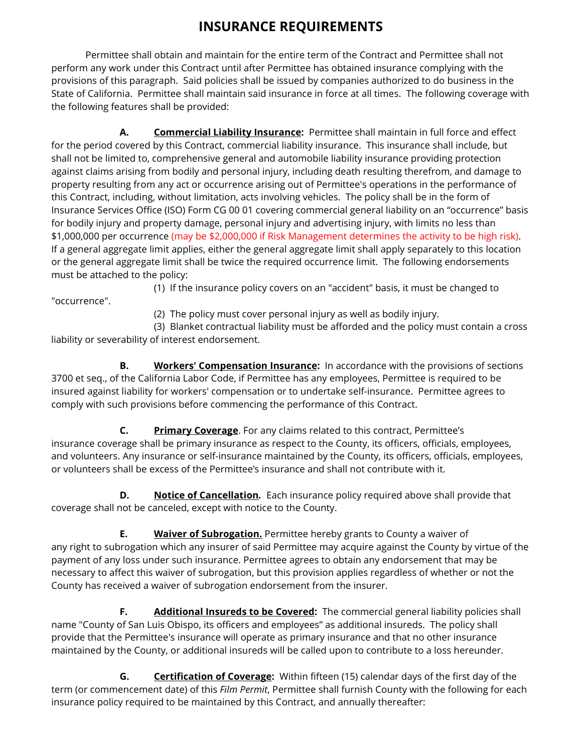# INSURANCE REQUIREMENTS

Permittee shall obtain and maintain for the entire term of the Contract and Permittee shall not perform any work under this Contract until after Permittee has obtained insurance complying with the provisions of this paragraph. Said policies shall be issued by companies authorized to do business in the State of California. Permittee shall maintain said insurance in force at all times. The following coverage with the following features shall be provided:

**A. <u>Commercial Liability Insurance</u>:** Permittee shall maintain in full force and effect for the period covered by this Contract, commercial liability insurance. This insurance shall include, but shall not be limited to, comprehensive general and automobile liability insurance providing protection against claims arising from bodily and personal injury, including death resulting therefrom, and damage to property resulting from any act or occurrence arising out of Permittee's operations in the performance of this Contract, including, without limitation, acts involving vehicles. The policy shall be in the form of Insurance Services Office (ISO) Form CG 00 01 covering commercial general liability on an "occurrence" basis for bodily injury and property damage, personal injury and advertising injury, with limits no less than $1,000,000 per occurrence (may be $2,000,000 if Risk Management determines the activity to be high risk). If a general aggregate limit applies, either the general aggregate limit shall apply separately to this location or the general aggregate limit shall be twice the required occurrence limit. The following endorsements must be attached to the policy:

(1) If the insurance policy covers on an "accident" basis, it must be changed to "occurrence".

(2) The policy must cover personal injury as well as bodily injury.

(3) Blanket contractual liability must be afforded and the policy must contain a cross liability or severability of interest endorsement.

**B. <u>Workers' Compensation Insurance</u>:** In accordance with the provisions of sections 3700 et seq., of the California Labor Code, if Permittee has any employees, Permittee is required to be insured against liability for workers' compensation or to undertake self-insurance. Permittee agrees to comply with such provisions before commencing the performance of this Contract.

**C. <u>Primary Coverage</u>**. For any claims related to this contract, Permittee's insurance coverage shall be primary insurance as respect to the County, its officers, officials, employees, and volunteers. Any insurance or self-insurance maintained by the County, its officers, officials, employees, or volunteers shall be excess of the Permittee's insurance and shall not contribute with it.

**D. <u>Notice of Cancellation</u>.** Each insurance policy required above shall provide that coverage shall not be canceled, except with notice to the County.

**E. <u>Waiver of Subrogation.</u>** Permittee hereby grants to County a waiver of any right to subrogation which any insurer of said Permittee may acquire against the County by virtue of the payment of any loss under such insurance. Permittee agrees to obtain any endorsement that may be necessary to affect this waiver of subrogation, but this provision applies regardless of whether or not the County has received a waiver of subrogation endorsement from the insurer.

**F. <u>Additional Insureds to be Covered</u>:** The commercial general liability policies shall name "County of San Luis Obispo, its officers and employees" as additional insureds. The policy shall provide that the Permittee's insurance will operate as primary insurance and that no other insurance maintained by the County, or additional insureds will be called upon to contribute to a loss hereunder.

**G. <u>Certification of Coverage</u>:** Within fifteen (15) calendar days of the first day of the term (or commencement date) of this *Film Permit*, Permittee shall furnish County with the following for each insurance policy required to be maintained by this Contract, and annually thereafter: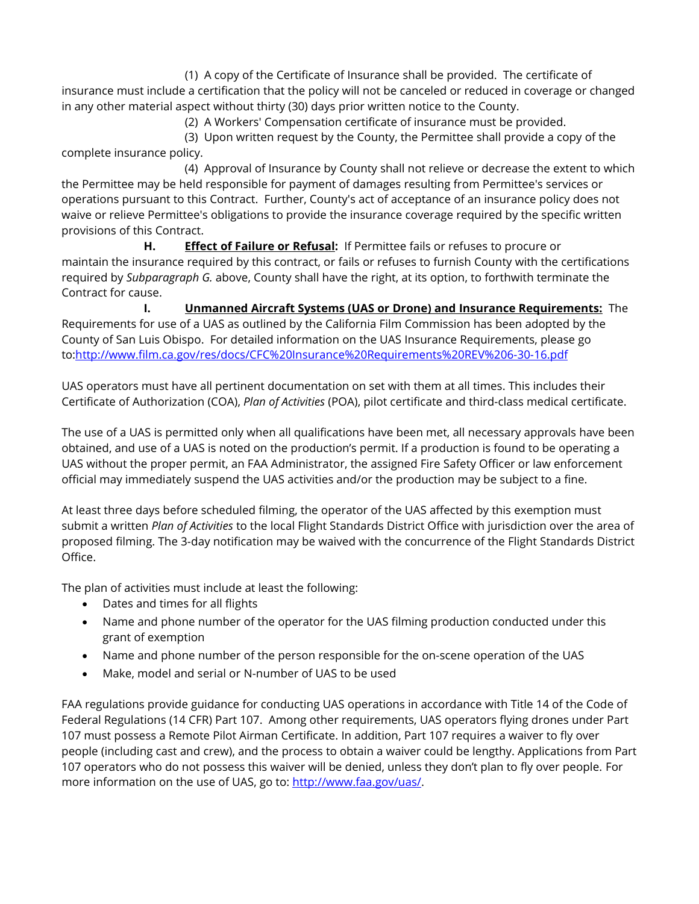(1) A copy of the Certificate of Insurance shall be provided. The certificate of insurance must include a certification that the policy will not be canceled or reduced in coverage or changed in any other material aspect without thirty (30) days prior written notice to the County.

(2) A Workers' Compensation certificate of insurance must be provided.

(3) Upon written request by the County, the Permittee shall provide a copy of the complete insurance policy.

(4) Approval of Insurance by County shall not relieve or decrease the extent to which the Permittee may be held responsible for payment of damages resulting from Permittee's services or operations pursuant to this Contract. Further, County's act of acceptance of an insurance policy does not waive or relieve Permittee's obligations to provide the insurance coverage required by the specific written provisions of this Contract.

**H. <u>Effect of Failure or Refusal</u>:** If Permittee fails or refuses to procure or maintain the insurance required by this contract, or fails or refuses to furnish County with the certifications required by *Subparagraph G.* above, County shall have the right, at its option, to forthwith terminate the Contract for cause.

**I. <u>Unmanned Aircraft Systems (UAS or Drone) and Insurance Requirements:</u>** The Requirements for use of a UAS as outlined by the California Film Commission has been adopted by the County of San Luis Obispo. For detailed information on the UAS Insurance Requirements, please go to:[http://www.film.ca.gov/res/docs/CFC%20Insurance%20Requirements%20REV%206-30-16.pdf](http://www.film.ca.gov/res/docs/CFC%20Insurance%20Requirements%20REV%206-30-16.pdf)

UAS operators must have all pertinent documentation on set with them at all times. This includes their Certificate of Authorization (COA), *Plan of Activities* (POA), pilot certificate and third-class medical certificate.

The use of a UAS is permitted only when all qualifications have been met, all necessary approvals have been obtained, and use of a UAS is noted on the production's permit. If a production is found to be operating a UAS without the proper permit, an FAA Administrator, the assigned Fire Safety Officer or law enforcement official may immediately suspend the UAS activities and/or the production may be subject to a fine.

At least three days before scheduled filming, the operator of the UAS affected by this exemption must submit a written *Plan of Activities* to the local Flight Standards District Office with jurisdiction over the area of proposed filming. The 3-day notification may be waived with the concurrence of the Flight Standards District Office.

The plan of activities must include at least the following:

- Dates and times for all flights
- Name and phone number of the operator for the UAS filming production conducted under this grant of exemption
- Name and phone number of the person responsible for the on-scene operation of the UAS
- Make, model and serial or N-number of UAS to be used

FAA regulations provide guidance for conducting UAS operations in accordance with Title 14 of the Code of Federal Regulations (14 CFR) Part 107. Among other requirements, UAS operators flying drones under Part 107 must possess a Remote Pilot Airman Certificate. In addition, Part 107 requires a waiver to fly over people (including cast and crew), and the process to obtain a waiver could be lengthy. Applications from Part 107 operators who do not possess this waiver will be denied, unless they don't plan to fly over people. For more information on the use of UAS, go to: [http://www.faa.gov/uas/](http://www.faa.gov/uas/).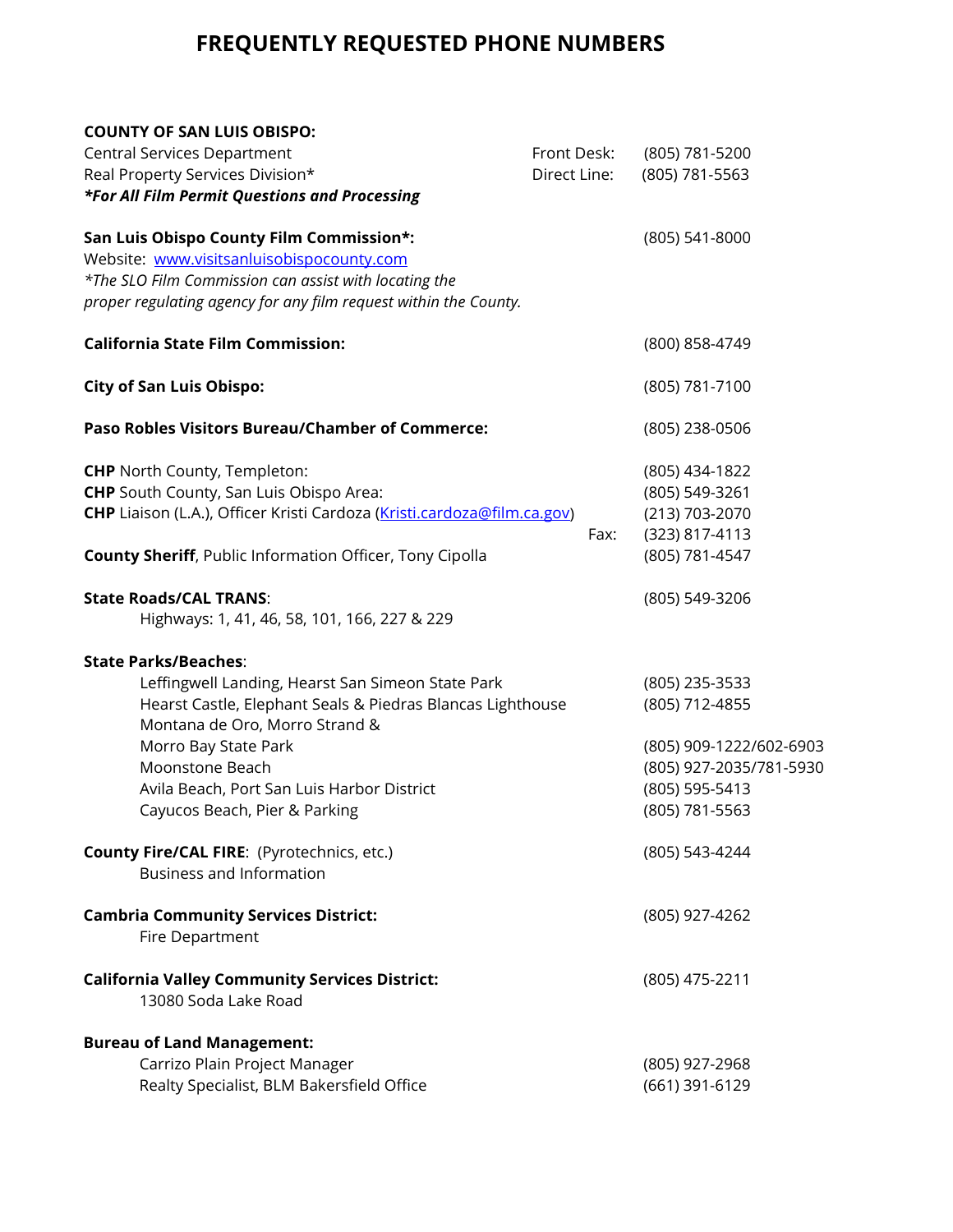# FREQUENTLY REQUESTED PHONE NUMBERS

**COUNTY OF SAN LUIS OBISPO:**
Central Services Department — Front Desk: (805) 781-5200
Real Property Services Division* — Direct Line: (805) 781-5563
***For All Film Permit Questions and Processing***

**San Luis Obispo County Film Commission*:** (805) 541-8000
Website: [www.visitsanluisobispocounty.com](www.visitsanluisobispocounty.com)
*\*The SLO Film Commission can assist with locating the proper regulating agency for any film request within the County.*

**California State Film Commission:** (800) 858-4749

**City of San Luis Obispo:** (805) 781-7100

**Paso Robles Visitors Bureau/Chamber of Commerce:** (805) 238-0506

**CHP** North County, Templeton: (805) 434-1822
**CHP** South County, San Luis Obispo Area: (805) 549-3261
**CHP** Liaison (L.A.), Officer Kristi Cardoza (Kristi.cardoza@film.ca.gov) (213) 703-2070
Fax: (323) 817-4113
**County Sheriff**, Public Information Officer, Tony Cipolla (805) 781-4547

**State Roads/CAL TRANS**: (805) 549-3206
Highways: 1, 41, 46, 58, 101, 166, 227 & 229

**State Parks/Beaches**:

- Leffingwell Landing, Hearst San Simeon State Park — (805) 235-3533
- Hearst Castle, Elephant Seals & Piedras Blancas Lighthouse — (805) 712-4855
- Montana de Oro, Morro Strand & Morro Bay State Park — (805) 909-1222/602-6903
- Moonstone Beach — (805) 927-2035/781-5930
- Avila Beach, Port San Luis Harbor District — (805) 595-5413
- Cayucos Beach, Pier & Parking — (805) 781-5563

**County Fire/CAL FIRE**: (Pyrotechnics, etc.) (805) 543-4244
Business and Information

**Cambria Community Services District:** (805) 927-4262
Fire Department

**California Valley Community Services District:** (805) 475-2211
13080 Soda Lake Road

**Bureau of Land Management:**

- Carrizo Plain Project Manager — (805) 927-2968
- Realty Specialist, BLM Bakersfield Office — (661) 391-6129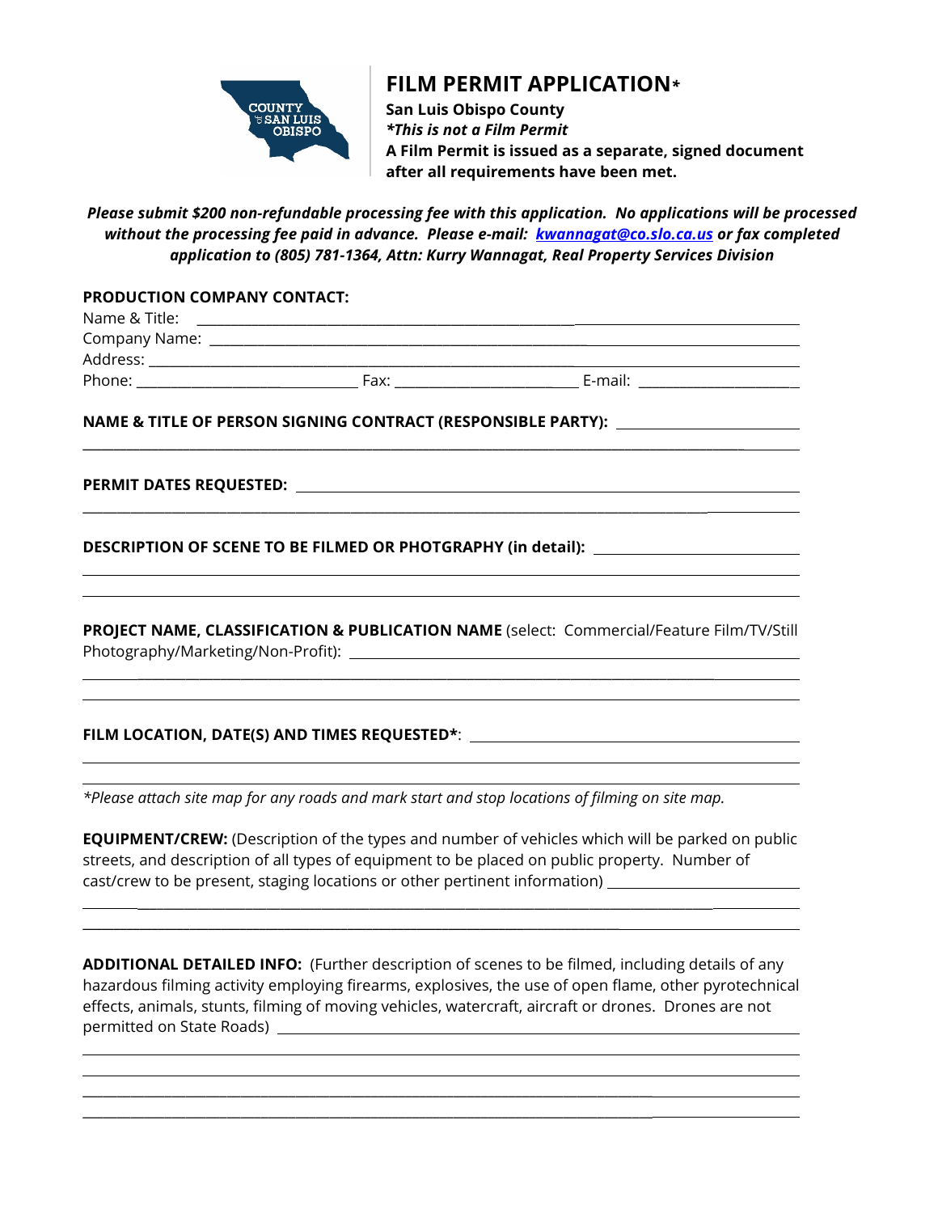# FILM PERMIT APPLICATION*

**San Luis Obispo County**
***This is not a Film Permit***
**A Film Permit is issued as a separate, signed document after all requirements have been met.**

***Please submit $200 non-refundable processing fee with this application. No applications will be processed without the processing fee paid in advance. Please e-mail: kwannagat@co.slo.ca.us or fax completed application to (805) 781-1364, Attn: Kurry Wannagat, Real Property Services Division***

**PRODUCTION COMPANY CONTACT:**

Name & Title: ______________________________

Company Name: ______________________________

Address: ______________________________

Phone: ______________ Fax: ______________ E-mail: ______________

**NAME & TITLE OF PERSON SIGNING CONTRACT (RESPONSIBLE PARTY):** ______________________________

**PERMIT DATES REQUESTED:** ______________________________

**DESCRIPTION OF SCENE TO BE FILMED OR PHOTGRAPHY (in detail):** ______________________________

**PROJECT NAME, CLASSIFICATION & PUBLICATION NAME** (select: Commercial/Feature Film/TV/Still Photography/Marketing/Non-Profit): ______________________________

**FILM LOCATION, DATE(S) AND TIMES REQUESTED***: ______________________________

*\*Please attach site map for any roads and mark start and stop locations of filming on site map.*

**EQUIPMENT/CREW:** (Description of the types and number of vehicles which will be parked on public streets, and description of all types of equipment to be placed on public property. Number of cast/crew to be present, staging locations or other pertinent information) ______________________________

**ADDITIONAL DETAILED INFO:** (Further description of scenes to be filmed, including details of any hazardous filming activity employing firearms, explosives, the use of open flame, other pyrotechnical effects, animals, stunts, filming of moving vehicles, watercraft, aircraft or drones. Drones are not permitted on State Roads) ______________________________